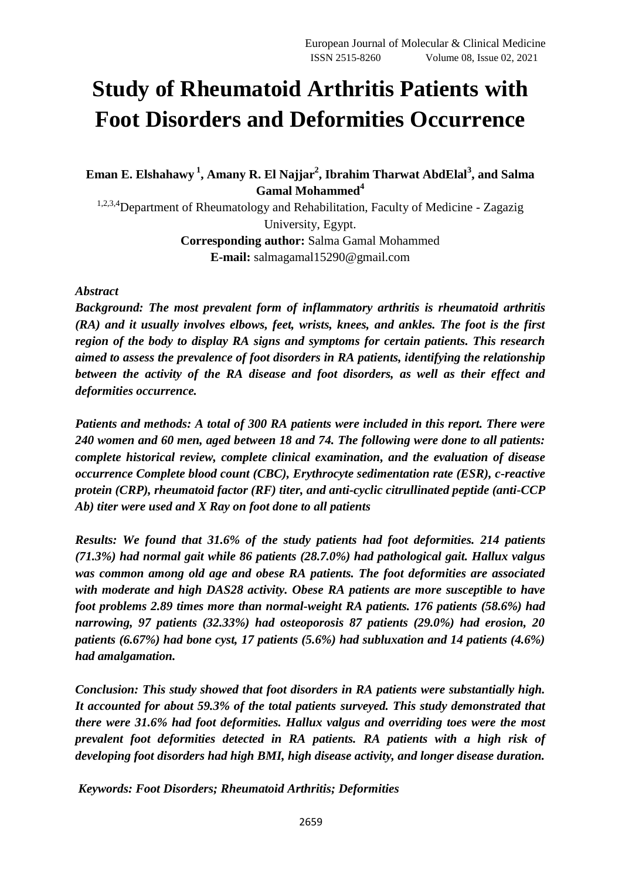# Study of Rheumatoid Arthritis Patients with Foot Disorders and Deformities Occurrence

**Eman E. Elshahawy [1], Amany R. El Najjar[2], Ibrahim Tharwat AbdElal[3], and Salma Gamal Mohammed[4]**

[1,2,3,4]Department of Rheumatology and Rehabilitation, Faculty of Medicine - Zagazig University, Egypt.

**Corresponding author:** Salma Gamal Mohammed

**E-mail:** salmagamal15290@gmail.com

***Abstract***

***Background: The most prevalent form of inflammatory arthritis is rheumatoid arthritis (RA) and it usually involves elbows, feet, wrists, knees, and ankles. The foot is the first region of the body to display RA signs and symptoms for certain patients. This research aimed to assess the prevalence of foot disorders in RA patients, identifying the relationship between the activity of the RA disease and foot disorders, as well as their effect and deformities occurrence.***

***Patients and methods: A total of 300 RA patients were included in this report. There were 240 women and 60 men, aged between 18 and 74. The following were done to all patients: complete historical review, complete clinical examination, and the evaluation of disease occurrence Complete blood count (CBC), Erythrocyte sedimentation rate (ESR), c-reactive protein (CRP), rheumatoid factor (RF) titer, and anti-cyclic citrullinated peptide (anti-CCP Ab) titer were used and X Ray on foot done to all patients***

***Results: We found that 31.6% of the study patients had foot deformities. 214 patients (71.3%) had normal gait while 86 patients (28.7.0%) had pathological gait. Hallux valgus was common among old age and obese RA patients. The foot deformities are associated with moderate and high DAS28 activity. Obese RA patients are more susceptible to have foot problems 2.89 times more than normal-weight RA patients. 176 patients (58.6%) had narrowing, 97 patients (32.33%) had osteoporosis 87 patients (29.0%) had erosion, 20 patients (6.67%) had bone cyst, 17 patients (5.6%) had subluxation and 14 patients (4.6%) had amalgamation.***

***Conclusion: This study showed that foot disorders in RA patients were substantially high. It accounted for about 59.3% of the total patients surveyed. This study demonstrated that there were 31.6% had foot deformities. Hallux valgus and overriding toes were the most prevalent foot deformities detected in RA patients. RA patients with a high risk of developing foot disorders had high BMI, high disease activity, and longer disease duration.***

***Keywords: Foot Disorders; Rheumatoid Arthritis; Deformities***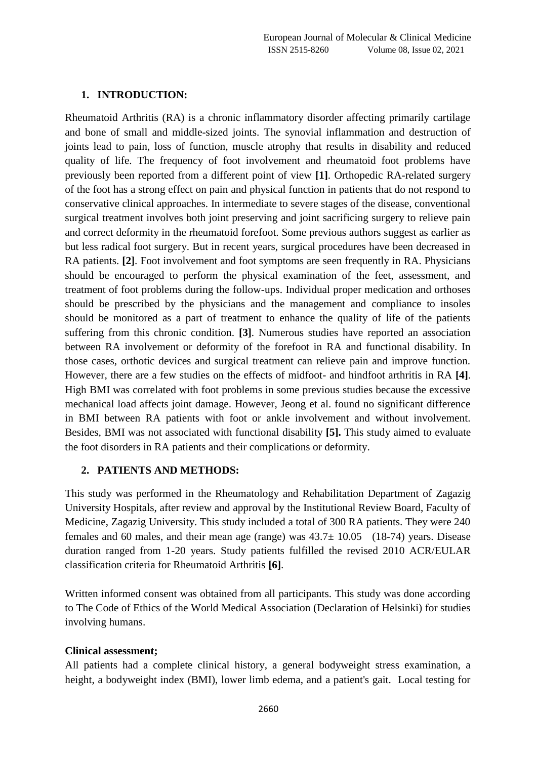## 1. INTRODUCTION:

Rheumatoid Arthritis (RA) is a chronic inflammatory disorder affecting primarily cartilage and bone of small and middle-sized joints. The synovial inflammation and destruction of joints lead to pain, loss of function, muscle atrophy that results in disability and reduced quality of life. The frequency of foot involvement and rheumatoid foot problems have previously been reported from a different point of view **[1]**. Orthopedic RA-related surgery of the foot has a strong effect on pain and physical function in patients that do not respond to conservative clinical approaches. In intermediate to severe stages of the disease, conventional surgical treatment involves both joint preserving and joint sacrificing surgery to relieve pain and correct deformity in the rheumatoid forefoot. Some previous authors suggest as earlier as but less radical foot surgery. But in recent years, surgical procedures have been decreased in RA patients. **[2]**. Foot involvement and foot symptoms are seen frequently in RA. Physicians should be encouraged to perform the physical examination of the feet, assessment, and treatment of foot problems during the follow-ups. Individual proper medication and orthoses should be prescribed by the physicians and the management and compliance to insoles should be monitored as a part of treatment to enhance the quality of life of the patients suffering from this chronic condition. **[3]**. Numerous studies have reported an association between RA involvement or deformity of the forefoot in RA and functional disability. In those cases, orthotic devices and surgical treatment can relieve pain and improve function. However, there are a few studies on the effects of midfoot- and hindfoot arthritis in RA **[4]**. High BMI was correlated with foot problems in some previous studies because the excessive mechanical load affects joint damage. However, Jeong et al. found no significant difference in BMI between RA patients with foot or ankle involvement and without involvement. Besides, BMI was not associated with functional disability **[5].** This study aimed to evaluate the foot disorders in RA patients and their complications or deformity.

## 2. PATIENTS AND METHODS:

This study was performed in the Rheumatology and Rehabilitation Department of Zagazig University Hospitals, after review and approval by the Institutional Review Board, Faculty of Medicine, Zagazig University. This study included a total of 300 RA patients. They were 240 females and 60 males, and their mean age (range) was 43.7± 10.05 (18-74) years. Disease duration ranged from 1-20 years. Study patients fulfilled the revised 2010 ACR/EULAR classification criteria for Rheumatoid Arthritis **[6]**.

Written informed consent was obtained from all participants. This study was done according to The Code of Ethics of the World Medical Association (Declaration of Helsinki) for studies involving humans.

**Clinical assessment;**

All patients had a complete clinical history, a general bodyweight stress examination, a height, a bodyweight index (BMI), lower limb edema, and a patient's gait. Local testing for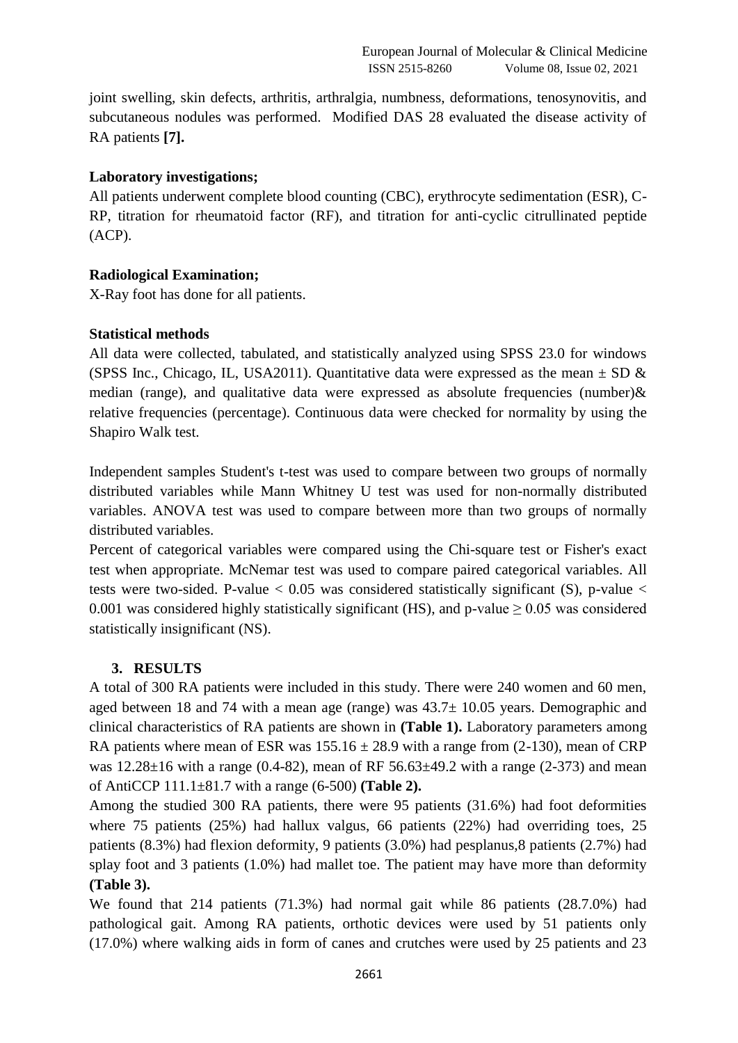joint swelling, skin defects, arthritis, arthralgia, numbness, deformations, tenosynovitis, and subcutaneous nodules was performed. Modified DAS 28 evaluated the disease activity of RA patients **[7].**

**Laboratory investigations;**

All patients underwent complete blood counting (CBC), erythrocyte sedimentation (ESR), C-RP, titration for rheumatoid factor (RF), and titration for anti-cyclic citrullinated peptide (ACP).

**Radiological Examination;**

X-Ray foot has done for all patients.

**Statistical methods**

All data were collected, tabulated, and statistically analyzed using SPSS 23.0 for windows (SPSS Inc., Chicago, IL, USA2011). Quantitative data were expressed as the mean ± SD & median (range), and qualitative data were expressed as absolute frequencies (number)& relative frequencies (percentage). Continuous data were checked for normality by using the Shapiro Walk test.

Independent samples Student's t-test was used to compare between two groups of normally distributed variables while Mann Whitney U test was used for non-normally distributed variables. ANOVA test was used to compare between more than two groups of normally distributed variables.

Percent of categorical variables were compared using the Chi-square test or Fisher's exact test when appropriate. McNemar test was used to compare paired categorical variables. All tests were two-sided. P-value $< 0.05$ was considered statistically significant (S), p-value $<$ 0.001 was considered highly statistically significant (HS), and p-value $\geq 0.05$ was considered statistically insignificant (NS).

## 3. RESULTS

A total of 300 RA patients were included in this study. There were 240 women and 60 men, aged between 18 and 74 with a mean age (range) was 43.7± 10.05 years. Demographic and clinical characteristics of RA patients are shown in **(Table 1).** Laboratory parameters among RA patients where mean of ESR was 155.16 ± 28.9 with a range from (2-130), mean of CRP was 12.28±16 with a range (0.4-82), mean of RF 56.63±49.2 with a range (2-373) and mean of AntiCCP 111.1±81.7 with a range (6-500) **(Table 2).**

Among the studied 300 RA patients, there were 95 patients (31.6%) had foot deformities where 75 patients (25%) had hallux valgus, 66 patients (22%) had overriding toes, 25 patients (8.3%) had flexion deformity, 9 patients (3.0%) had pesplanus,8 patients (2.7%) had splay foot and 3 patients (1.0%) had mallet toe. The patient may have more than deformity **(Table 3).**

We found that 214 patients (71.3%) had normal gait while 86 patients (28.7.0%) had pathological gait. Among RA patients, orthotic devices were used by 51 patients only (17.0%) where walking aids in form of canes and crutches were used by 25 patients and 23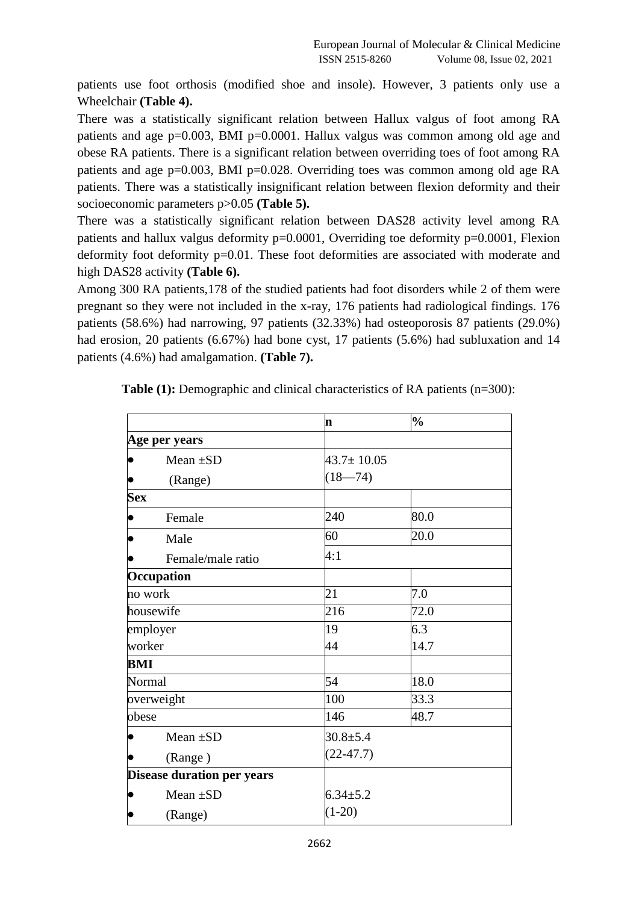patients use foot orthosis (modified shoe and insole). However, 3 patients only use a Wheelchair **(Table 4).**

There was a statistically significant relation between Hallux valgus of foot among RA patients and age p=0.003, BMI p=0.0001. Hallux valgus was common among old age and obese RA patients. There is a significant relation between overriding toes of foot among RA patients and age p=0.003, BMI p=0.028. Overriding toes was common among old age RA patients. There was a statistically insignificant relation between flexion deformity and their socioeconomic parameters p>0.05 **(Table 5).**

There was a statistically significant relation between DAS28 activity level among RA patients and hallux valgus deformity p=0.0001, Overriding toe deformity p=0.0001, Flexion deformity foot deformity p=0.01. These foot deformities are associated with moderate and high DAS28 activity **(Table 6).**

Among 300 RA patients,178 of the studied patients had foot disorders while 2 of them were pregnant so they were not included in the x-ray, 176 patients had radiological findings. 176 patients (58.6%) had narrowing, 97 patients (32.33%) had osteoporosis 87 patients (29.0%) had erosion, 20 patients (6.67%) had bone cyst, 17 patients (5.6%) had subluxation and 14 patients (4.6%) had amalgamation. **(Table 7).**

**Table (1):** Demographic and clinical characteristics of RA patients (n=300):

| | n | % |
|---|---|---|
| **Age per years** | | |
| • Mean ±SD<br>• (Range) | 43.7± 10.05<br>(18—74) | |
| **Sex** | | |
| • Female | 240 | 80.0 |
| • Male | 60 | 20.0 |
| • Female/male ratio | 4:1 | |
| **Occupation** | | |
| no work | 21 | 7.0 |
| housewife | 216 | 72.0 |
| employer<br>worker | 19<br>44 | 6.3<br>14.7 |
| **BMI** | | |
| Normal | 54 | 18.0 |
| overweight | 100 | 33.3 |
| obese | 146 | 48.7 |
| • Mean ±SD<br>• (Range ) | 30.8±5.4<br>(22-47.7) | |
| **Disease duration per years** | | |
| • Mean ±SD<br>• (Range) | 6.34±5.2<br>(1-20) | |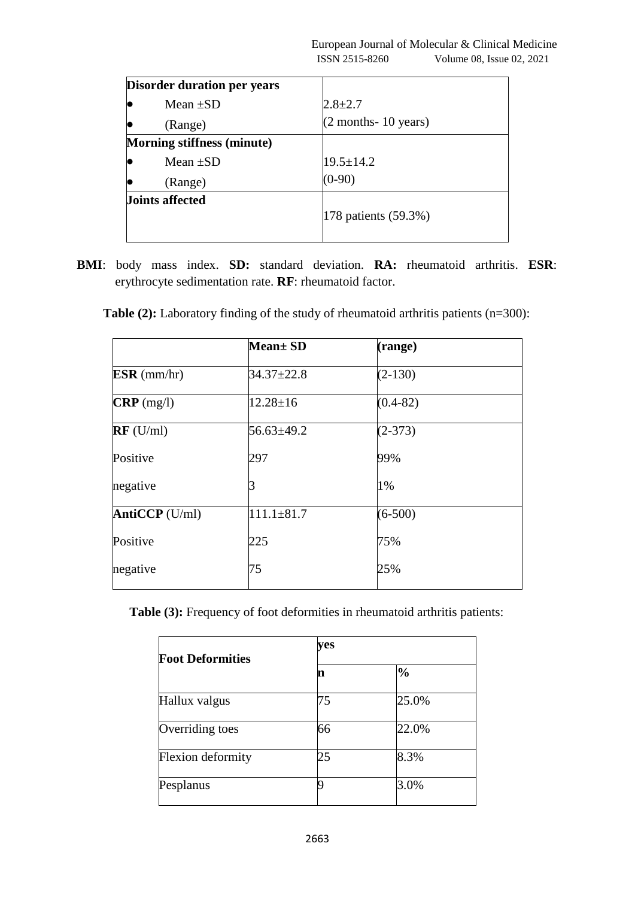| Disorder duration per years | |
|---|---|
| • Mean ±SD | 2.8±2.7 |
| • (Range) | (2 months- 10 years) |
| **Morning stiffness (minute)** | |
| • Mean ±SD | 19.5±14.2 |
| • (Range) | (0-90) |
| **Joints affected** | 178 patients (59.3%) |

**BMI**: body mass index. **SD:** standard deviation. **RA:** rheumatoid arthritis. **ESR**: erythrocyte sedimentation rate. **RF**: rheumatoid factor.

**Table (2):** Laboratory finding of the study of rheumatoid arthritis patients (n=300):

| | Mean± SD | (range) |
|---|---|---|
| **ESR** (mm/hr) | 34.37±22.8 | (2-130) |
| **CRP** (mg/l) | 12.28±16 | (0.4-82) |
| **RF** (U/ml) | 56.63±49.2 | (2-373) |
| Positive | 297 | 99% |
| negative | 3 | 1% |
| **AntiCCP** (U/ml) | 111.1±81.7 | (6-500) |
| Positive | 225 | 75% |
| negative | 75 | 25% |

**Table (3):** Frequency of foot deformities in rheumatoid arthritis patients:

| Foot Deformities | yes | |
|---|---|---|
| | n | % |
| Hallux valgus | 75 | 25.0% |
| Overriding toes | 66 | 22.0% |
| Flexion deformity | 25 | 8.3% |
| Pesplanus | 9 | 3.0% |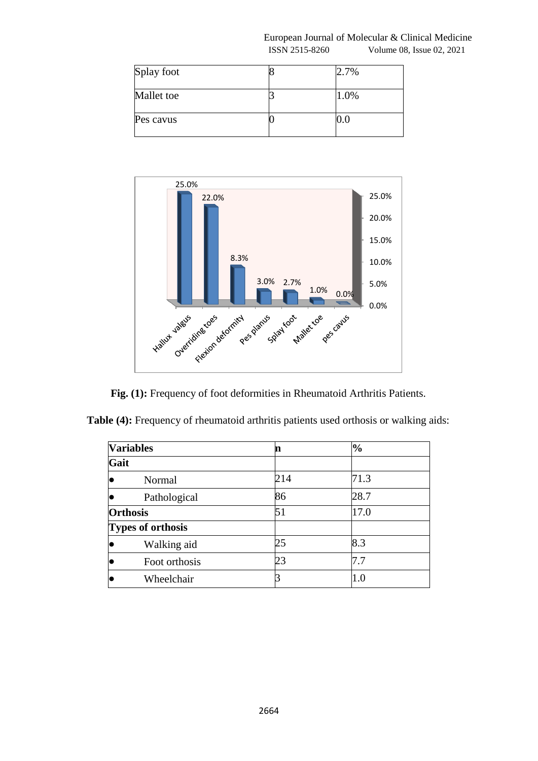| Splay foot | 8 | 2.7% |
|---|---|---|
| Mallet toe | 3 | 1.0% |
| Pes cavus | 0 | 0.0 |

**Fig. (1):** Frequency of foot deformities in Rheumatoid Arthritis Patients.

**Table (4):** Frequency of rheumatoid arthritis patients used orthosis or walking aids:

| **Variables** | **n** | **%** |
|---|---|---|
| **Gait** | | |
| • Normal | 214 | 71.3 |
| • Pathological | 86 | 28.7 |
| **Orthosis** | 51 | 17.0 |
| **Types of orthosis** | | |
| • Walking aid | 25 | 8.3 |
| • Foot orthosis | 23 | 7.7 |
| • Wheelchair | 3 | 1.0 |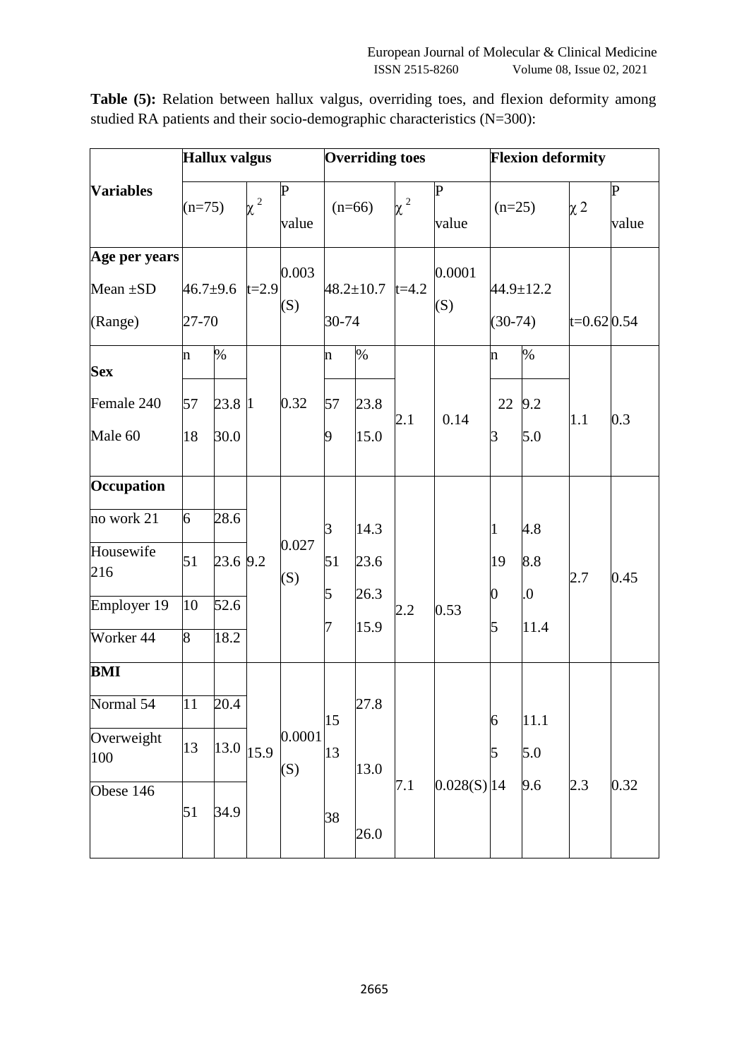**Table (5):** Relation between hallux valgus, overriding toes, and flexion deformity among studied RA patients and their socio-demographic characteristics (N=300):

| Variables | Hallux valgus | | | | Overriding toes | | | | Flexion deformity | | | |
|---|---|---|---|---|---|---|---|---|---|---|---|---|
| | (n=75) | | $\chi^2$ | P value | (n=66) | | $\chi^2$ | P value | (n=25) | | $\chi 2$ | P value |
| **Age per years** Mean ±SD (Range) | 46.7±9.6 27-70 | | t=2.9 | 0.003 (S) | 48.2±10.7 30-74 | | t=4.2 | 0.0001 (S) | 44.9±12.2 (30-74) | | t=0.62 | 0.54 |
| **Sex** | n | % | | | n | % | | | n | % | | |
| Female 240 | 57 | 23.8 | 1 | 0.32 | 57 | 23.8 | 2.1 | 0.14 | 22 | 9.2 | 1.1 | 0.3 |
| Male 60 | 18 | 30.0 | | | 9 | 15.0 | | | 3 | 5.0 | | |
| **Occupation** | | | | | | | | | | | | |
| no work 21 | 6 | 28.6 | 9.2 | 0.027 (S) | 3 | 14.3 | 2.2 | 0.53 | 1 | 4.8 | 2.7 | 0.45 |
| Housewife 216 | 51 | 23.6 | | | 51 | 23.6 | | | 19 | 8.8 | | |
| Employer 19 | 10 | 52.6 | | | 5 | 26.3 | | | 0 | .0 | | |
| Worker 44 | 8 | 18.2 | | | 7 | 15.9 | | | 5 | 11.4 | | |
| **BMI** | | | | | | | | | | | | |
| Normal 54 | 11 | 20.4 | 15.9 | 0.0001 (S) | 15 | 27.8 | 7.1 | 0.028(S) | 6 | 11.1 | 2.3 | 0.32 |
| Overweight 100 | 13 | 13.0 | | | 13 | 13.0 | | | 5 | 5.0 | | |
| Obese 146 | 51 | 34.9 | | | 38 | 26.0 | | | 14 | 9.6 | | |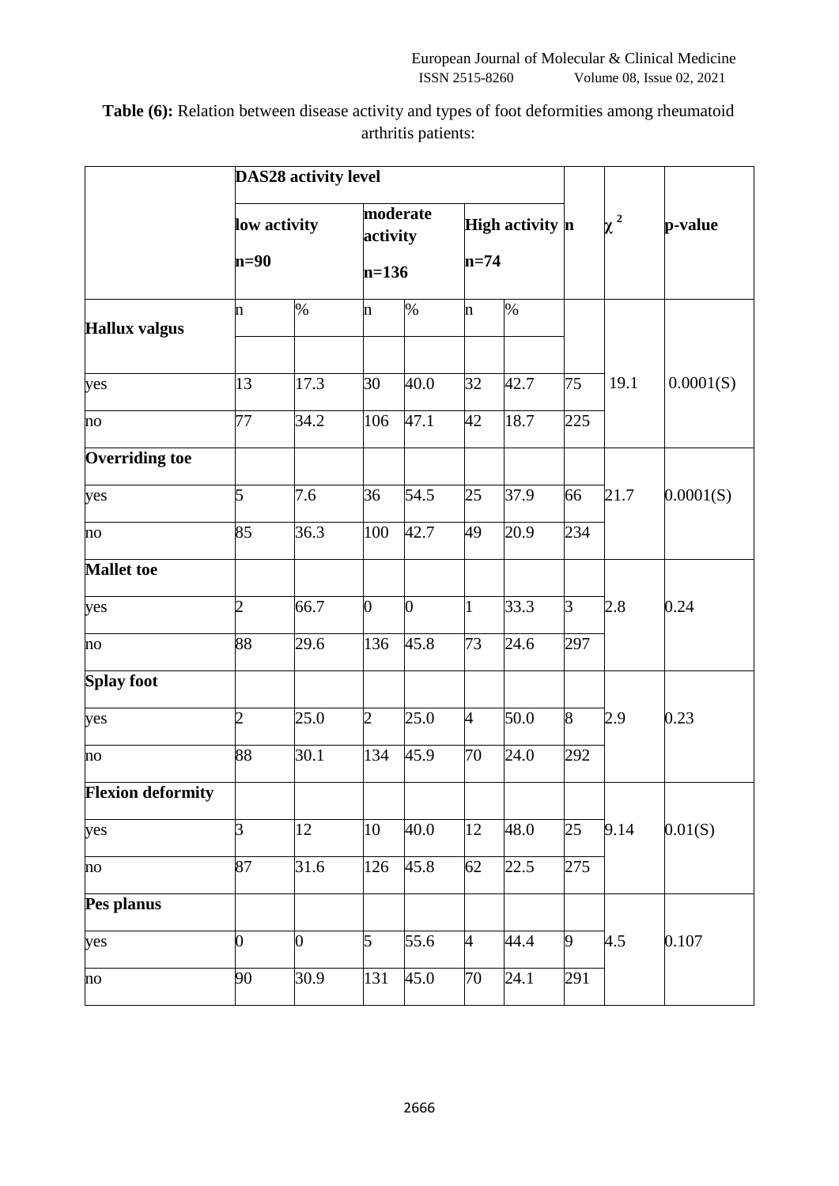**Table (6):** Relation between disease activity and types of foot deformities among rheumatoid arthritis patients:

| | DAS28 activity level | | | | | | n | $\chi^2$ | p-value |
|---|---|---|---|---|---|---|---|---|---|
| | low activity n=90 | | moderate activity n=136 | | High activity n=74 | | | | |
| **Hallux valgus** | n | % | n | % | n | % | | | |
| yes | 13 | 17.3 | 30 | 40.0 | 32 | 42.7 | 75 | 19.1 | 0.0001(S) |
| no | 77 | 34.2 | 106 | 47.1 | 42 | 18.7 | 225 | | |
| **Overriding toe** | | | | | | | | | |
| yes | 5 | 7.6 | 36 | 54.5 | 25 | 37.9 | 66 | 21.7 | 0.0001(S) |
| no | 85 | 36.3 | 100 | 42.7 | 49 | 20.9 | 234 | | |
| **Mallet toe** | | | | | | | | | |
| yes | 2 | 66.7 | 0 | 0 | 1 | 33.3 | 3 | 2.8 | 0.24 |
| no | 88 | 29.6 | 136 | 45.8 | 73 | 24.6 | 297 | | |
| **Splay foot** | | | | | | | | | |
| yes | 2 | 25.0 | 2 | 25.0 | 4 | 50.0 | 8 | 2.9 | 0.23 |
| no | 88 | 30.1 | 134 | 45.9 | 70 | 24.0 | 292 | | |
| **Flexion deformity** | | | | | | | | | |
| yes | 3 | 12 | 10 | 40.0 | 12 | 48.0 | 25 | 9.14 | 0.01(S) |
| no | 87 | 31.6 | 126 | 45.8 | 62 | 22.5 | 275 | | |
| **Pes planus** | | | | | | | | | |
| yes | 0 | 0 | 5 | 55.6 | 4 | 44.4 | 9 | 4.5 | 0.107 |
| no | 90 | 30.9 | 131 | 45.0 | 70 | 24.1 | 291 | | |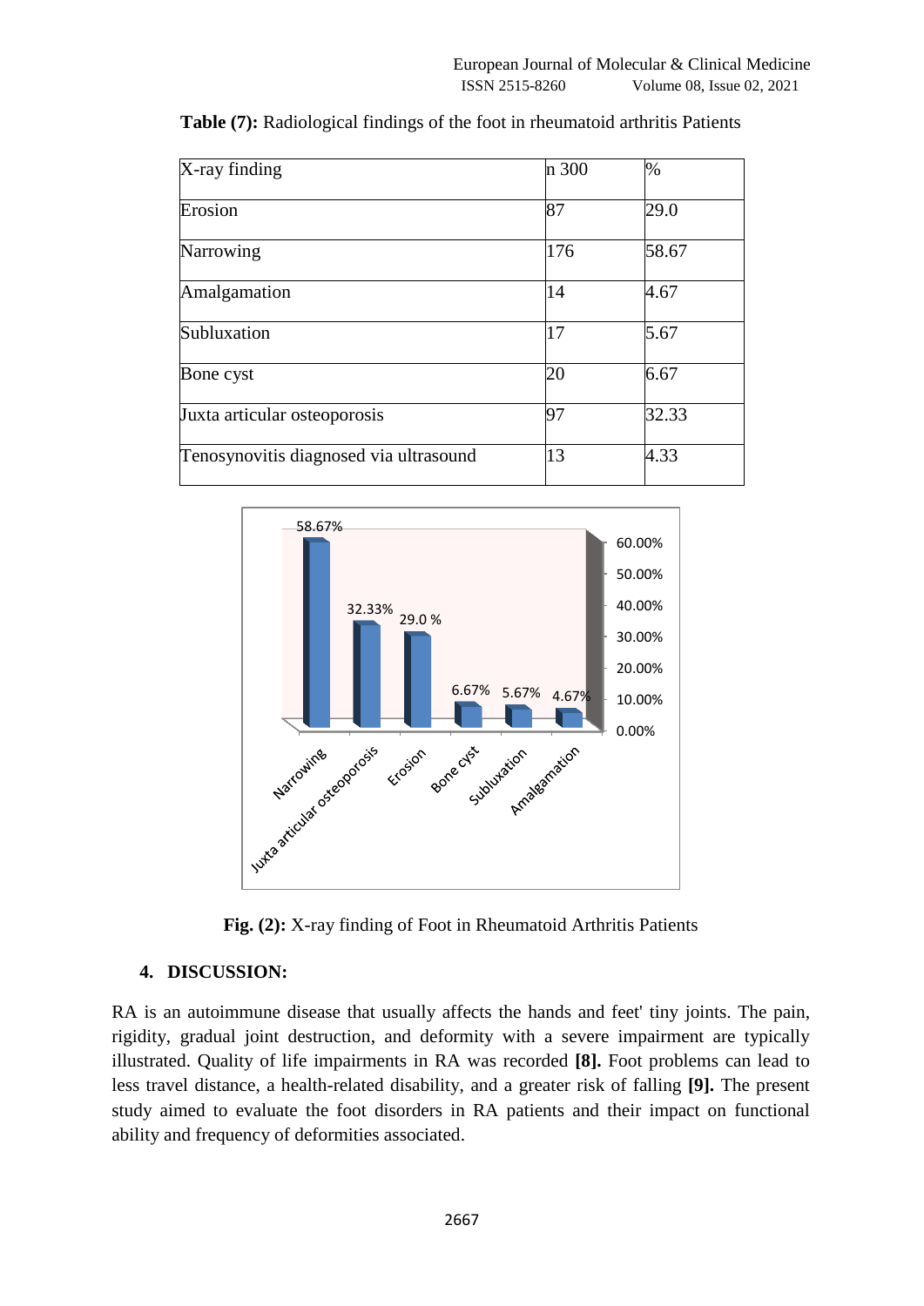**Table (7):** Radiological findings of the foot in rheumatoid arthritis Patients

| X-ray finding | n 300 | % |
|---|---|---|
| Erosion | 87 | 29.0 |
| Narrowing | 176 | 58.67 |
| Amalgamation | 14 | 4.67 |
| Subluxation | 17 | 5.67 |
| Bone cyst | 20 | 6.67 |
| Juxta articular osteoporosis | 97 | 32.33 |
| Tenosynovitis diagnosed via ultrasound | 13 | 4.33 |

**Fig. (2):** X-ray finding of Foot in Rheumatoid Arthritis Patients

## 4. DISCUSSION:

RA is an autoimmune disease that usually affects the hands and feet' tiny joints. The pain, rigidity, gradual joint destruction, and deformity with a severe impairment are typically illustrated. Quality of life impairments in RA was recorded **[8].** Foot problems can lead to less travel distance, a health-related disability, and a greater risk of falling **[9].** The present study aimed to evaluate the foot disorders in RA patients and their impact on functional ability and frequency of deformities associated.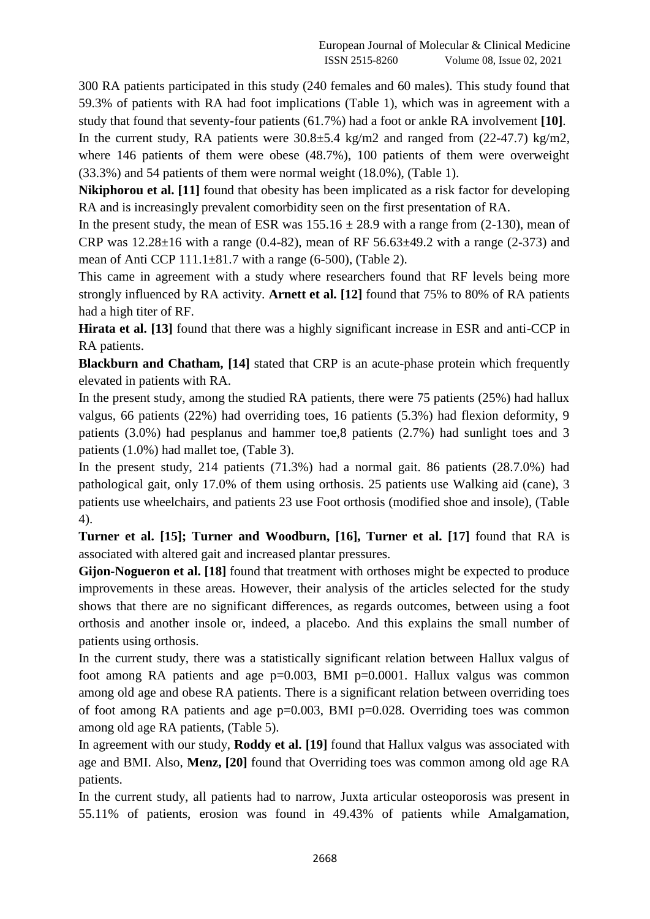300 RA patients participated in this study (240 females and 60 males). This study found that 59.3% of patients with RA had foot implications (Table 1), which was in agreement with a study that found that seventy-four patients (61.7%) had a foot or ankle RA involvement **[10]**.

In the current study, RA patients were 30.8±5.4 kg/m2 and ranged from (22-47.7) kg/m2, where 146 patients of them were obese (48.7%), 100 patients of them were overweight (33.3%) and 54 patients of them were normal weight (18.0%), (Table 1).

**Nikiphorou et al. [11]** found that obesity has been implicated as a risk factor for developing RA and is increasingly prevalent comorbidity seen on the first presentation of RA.

In the present study, the mean of ESR was 155.16 ± 28.9 with a range from (2-130), mean of CRP was 12.28±16 with a range (0.4-82), mean of RF 56.63±49.2 with a range (2-373) and mean of Anti CCP 111.1±81.7 with a range (6-500), (Table 2).

This came in agreement with a study where researchers found that RF levels being more strongly influenced by RA activity. **Arnett et al. [12]** found that 75% to 80% of RA patients had a high titer of RF.

**Hirata et al. [13]** found that there was a highly significant increase in ESR and anti-CCP in RA patients.

**Blackburn and Chatham, [14]** stated that CRP is an acute-phase protein which frequently elevated in patients with RA.

In the present study, among the studied RA patients, there were 75 patients (25%) had hallux valgus, 66 patients (22%) had overriding toes, 16 patients (5.3%) had flexion deformity, 9 patients (3.0%) had pesplanus and hammer toe,8 patients (2.7%) had sunlight toes and 3 patients (1.0%) had mallet toe, (Table 3).

In the present study, 214 patients (71.3%) had a normal gait. 86 patients (28.7.0%) had pathological gait, only 17.0% of them using orthosis. 25 patients use Walking aid (cane), 3 patients use wheelchairs, and patients 23 use Foot orthosis (modified shoe and insole), (Table 4).

**Turner et al. [15]; Turner and Woodburn, [16], Turner et al. [17]** found that RA is associated with altered gait and increased plantar pressures.

**Gijon-Nogueron et al. [18]** found that treatment with orthoses might be expected to produce improvements in these areas. However, their analysis of the articles selected for the study shows that there are no significant differences, as regards outcomes, between using a foot orthosis and another insole or, indeed, a placebo. And this explains the small number of patients using orthosis.

In the current study, there was a statistically significant relation between Hallux valgus of foot among RA patients and age p=0.003, BMI p=0.0001. Hallux valgus was common among old age and obese RA patients. There is a significant relation between overriding toes of foot among RA patients and age p=0.003, BMI p=0.028. Overriding toes was common among old age RA patients, (Table 5).

In agreement with our study, **Roddy et al. [19]** found that Hallux valgus was associated with age and BMI. Also, **Menz, [20]** found that Overriding toes was common among old age RA patients.

In the current study, all patients had to narrow, Juxta articular osteoporosis was present in 55.11% of patients, erosion was found in 49.43% of patients while Amalgamation,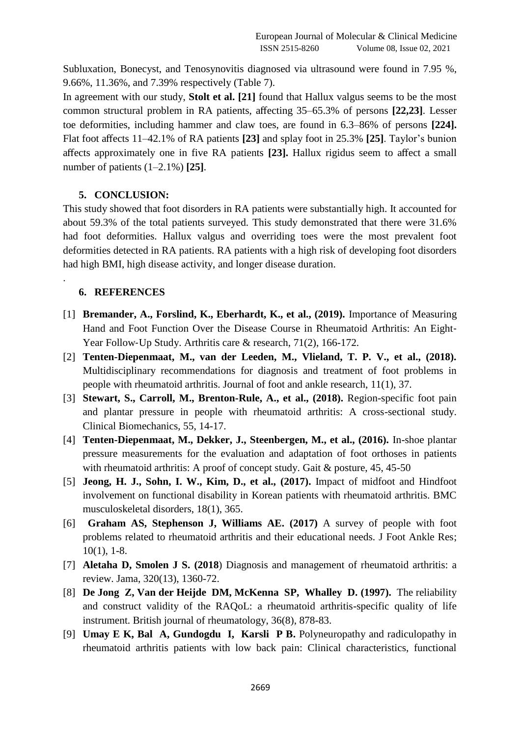Subluxation, Bonecyst, and Tenosynovitis diagnosed via ultrasound were found in 7.95 %, 9.66%, 11.36%, and 7.39% respectively (Table 7).

In agreement with our study, **Stolt et al. [21]** found that Hallux valgus seems to be the most common structural problem in RA patients, affecting 35–65.3% of persons **[22,23]**. Lesser toe deformities, including hammer and claw toes, are found in 6.3–86% of persons **[224].** Flat foot affects 11–42.1% of RA patients **[23]** and splay foot in 25.3% **[25]**. Taylor's bunion affects approximately one in five RA patients **[23].** Hallux rigidus seem to affect a small number of patients (1–2.1%) **[25]**.

## 5. CONCLUSION:

This study showed that foot disorders in RA patients were substantially high. It accounted for about 59.3% of the total patients surveyed. This study demonstrated that there were 31.6% had foot deformities. Hallux valgus and overriding toes were the most prevalent foot deformities detected in RA patients. RA patients with a high risk of developing foot disorders had high BMI, high disease activity, and longer disease duration.

.

## 6. REFERENCES

[1] **Bremander, A., Forslind, K., Eberhardt, K., et al., (2019).** Importance of Measuring Hand and Foot Function Over the Disease Course in Rheumatoid Arthritis: An Eight-Year Follow-Up Study. Arthritis care & research, 71(2), 166-172.

[2] **Tenten-Diepenmaat, M., van der Leeden, M., Vlieland, T. P. V., et al., (2018).** Multidisciplinary recommendations for diagnosis and treatment of foot problems in people with rheumatoid arthritis. Journal of foot and ankle research, 11(1), 37.

[3] **Stewart, S., Carroll, M., Brenton-Rule, A., et al., (2018).** Region-specific foot pain and plantar pressure in people with rheumatoid arthritis: A cross-sectional study. Clinical Biomechanics, 55, 14-17.

[4] **Tenten-Diepenmaat, M., Dekker, J., Steenbergen, M., et al., (2016).** In-shoe plantar pressure measurements for the evaluation and adaptation of foot orthoses in patients with rheumatoid arthritis: A proof of concept study. Gait & posture, 45, 45-50

[5] **Jeong, H. J., Sohn, I. W., Kim, D., et al., (2017).** Impact of midfoot and Hindfoot involvement on functional disability in Korean patients with rheumatoid arthritis. BMC musculoskeletal disorders, 18(1), 365.

[6] **Graham AS, Stephenson J, Williams AE. (2017)** A survey of people with foot problems related to rheumatoid arthritis and their educational needs. J Foot Ankle Res; 10(1), 1-8.

[7] **Aletaha D, Smolen J S. (2018**) Diagnosis and management of rheumatoid arthritis: a review. Jama, 320(13), 1360-72.

[8] **De Jong Z, Van der Heijde DM, McKenna SP, Whalley D. (1997).** The reliability and construct validity of the RAQoL: a rheumatoid arthritis-specific quality of life instrument. British journal of rheumatology, 36(8), 878-83.

[9] **Umay E K, Bal A, Gundogdu I, Karsli P B.** Polyneuropathy and radiculopathy in rheumatoid arthritis patients with low back pain: Clinical characteristics, functional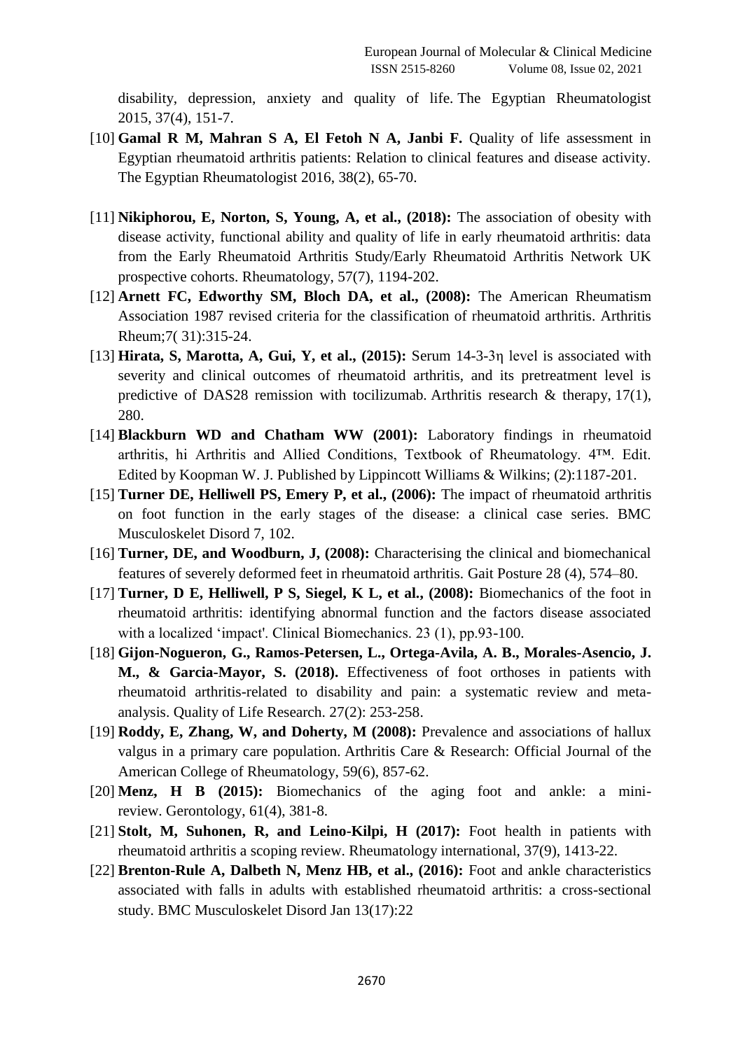disability, depression, anxiety and quality of life. The Egyptian Rheumatologist 2015, 37(4), 151-7.

[10] **Gamal R M, Mahran S A, El Fetoh N A, Janbi F.** Quality of life assessment in Egyptian rheumatoid arthritis patients: Relation to clinical features and disease activity. The Egyptian Rheumatologist 2016, 38(2), 65-70.

[11] **Nikiphorou, E, Norton, S, Young, A, et al., (2018):** The association of obesity with disease activity, functional ability and quality of life in early rheumatoid arthritis: data from the Early Rheumatoid Arthritis Study/Early Rheumatoid Arthritis Network UK prospective cohorts. Rheumatology, 57(7), 1194-202.

[12] **Arnett FC, Edworthy SM, Bloch DA, et al., (2008):** The American Rheumatism Association 1987 revised criteria for the classification of rheumatoid arthritis. Arthritis Rheum;7( 31):315-24.

[13] **Hirata, S, Marotta, A, Gui, Y, et al., (2015):** Serum 14-3-3η level is associated with severity and clinical outcomes of rheumatoid arthritis, and its pretreatment level is predictive of DAS28 remission with tocilizumab. Arthritis research & therapy, 17(1), 280.

[14] **Blackburn WD and Chatham WW (2001):** Laboratory findings in rheumatoid arthritis, hi Arthritis and Allied Conditions, Textbook of Rheumatology. 4™. Edit. Edited by Koopman W. J. Published by Lippincott Williams & Wilkins; (2):1187-201.

[15] **Turner DE, Helliwell PS, Emery P, et al., (2006):** The impact of rheumatoid arthritis on foot function in the early stages of the disease: a clinical case series. BMC Musculoskelet Disord 7, 102.

[16] **Turner, DE, and Woodburn, J, (2008):** Characterising the clinical and biomechanical features of severely deformed feet in rheumatoid arthritis. Gait Posture 28 (4), 574–80.

[17] **Turner, D E, Helliwell, P S, Siegel, K L, et al., (2008):** Biomechanics of the foot in rheumatoid arthritis: identifying abnormal function and the factors disease associated with a localized 'impact'. Clinical Biomechanics. 23 (1), pp.93-100.

[18] **Gijon-Nogueron, G., Ramos-Petersen, L., Ortega-Avila, A. B., Morales-Asencio, J. M., & Garcia-Mayor, S. (2018).** Effectiveness of foot orthoses in patients with rheumatoid arthritis-related to disability and pain: a systematic review and meta-analysis. Quality of Life Research. 27(2): 253-258.

[19] **Roddy, E, Zhang, W, and Doherty, M (2008):** Prevalence and associations of hallux valgus in a primary care population. Arthritis Care & Research: Official Journal of the American College of Rheumatology, 59(6), 857-62.

[20] **Menz, H B (2015):** Biomechanics of the aging foot and ankle: a mini-review. Gerontology, 61(4), 381-8.

[21] **Stolt, M, Suhonen, R, and Leino-Kilpi, H (2017):** Foot health in patients with rheumatoid arthritis a scoping review. Rheumatology international, 37(9), 1413-22.

[22] **Brenton-Rule A, Dalbeth N, Menz HB, et al., (2016):** Foot and ankle characteristics associated with falls in adults with established rheumatoid arthritis: a cross-sectional study. BMC Musculoskelet Disord Jan 13(17):22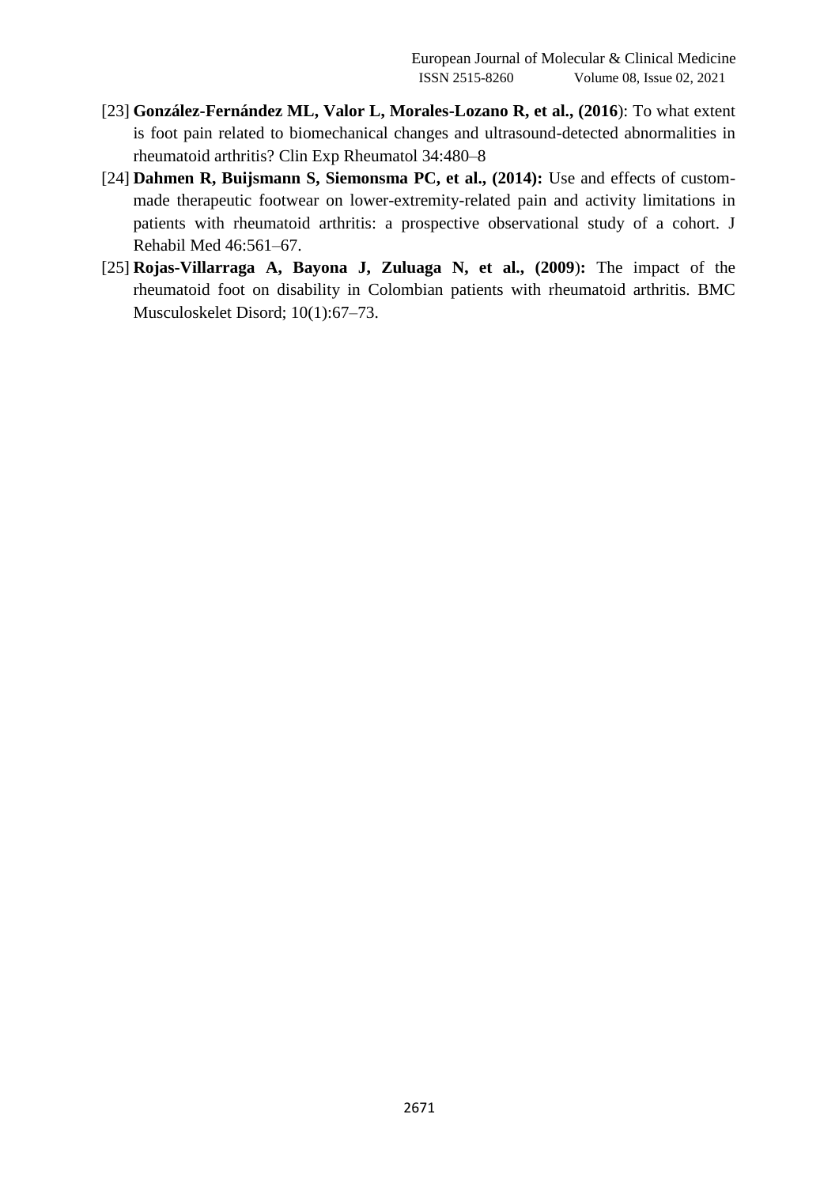[23] **González-Fernández ML, Valor L, Morales-Lozano R, et al., (2016**): To what extent is foot pain related to biomechanical changes and ultrasound-detected abnormalities in rheumatoid arthritis? Clin Exp Rheumatol 34:480–8

[24] **Dahmen R, Buijsmann S, Siemonsma PC, et al., (2014):** Use and effects of custom-made therapeutic footwear on lower-extremity-related pain and activity limitations in patients with rheumatoid arthritis: a prospective observational study of a cohort. J Rehabil Med 46:561–67.

[25] **Rojas-Villarraga A, Bayona J, Zuluaga N, et al., (2009**)**:** The impact of the rheumatoid foot on disability in Colombian patients with rheumatoid arthritis. BMC Musculoskelet Disord; 10(1):67–73.